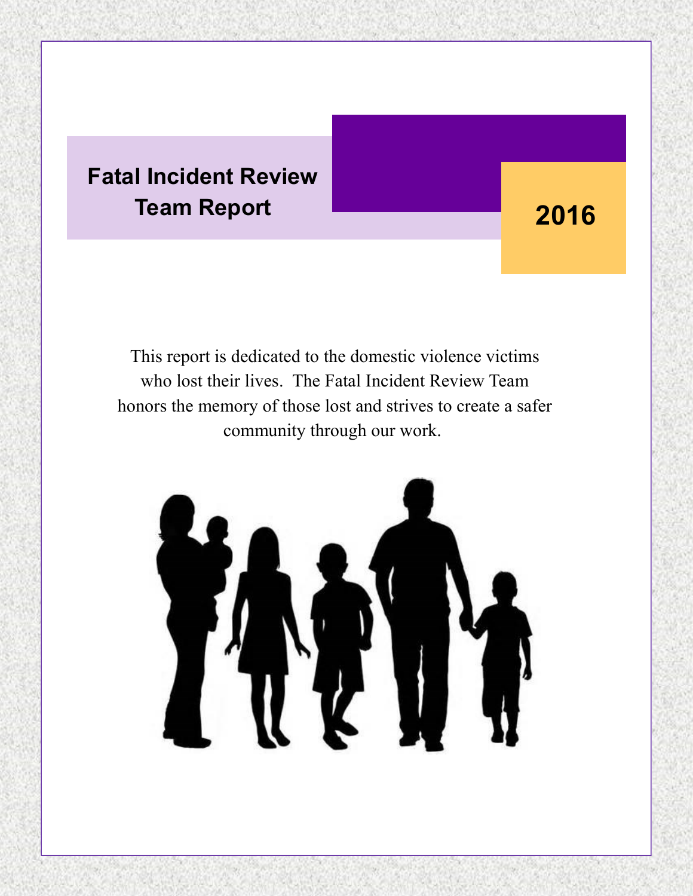# Fatal Incident Review Team Report

## 2016

This report is dedicated to the domestic violence victims who lost their lives. The Fatal Incident Review Team honors the memory of those lost and strives to create a safer community through our work.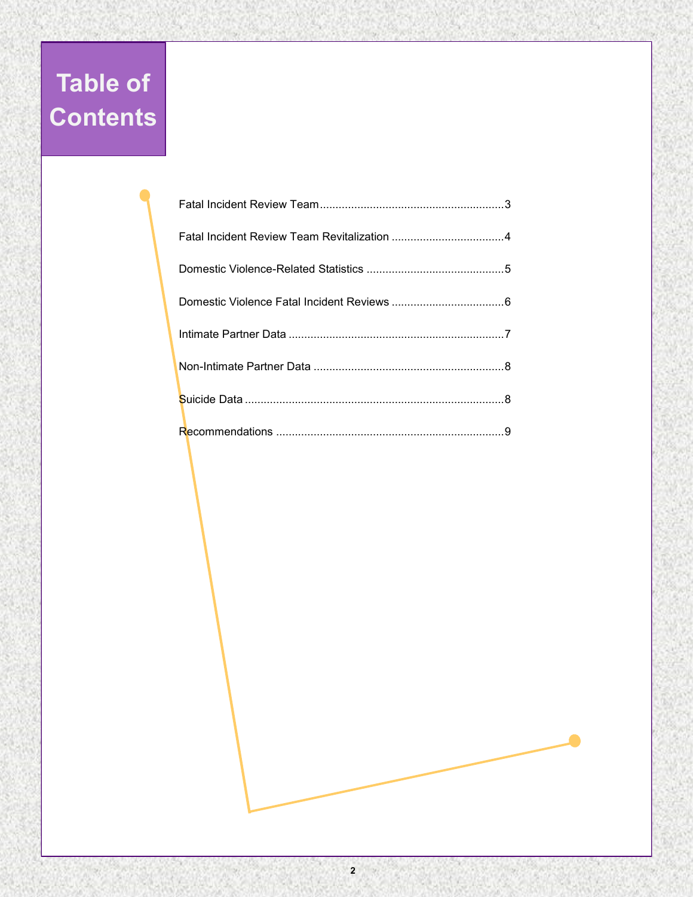# Table of Contents

Fatal Incident Review Team............................................................3

Fatal Incident Review Team Revitalization ....................................4

Domestic Violence-Related Statistics ............................................5

Domestic Violence Fatal Incident Reviews ....................................6

Intimate Partner Data ....................................................................7

Non-Intimate Partner Data ............................................................8

Suicide Data ..................................................................................8

Recommendations ........................................................................9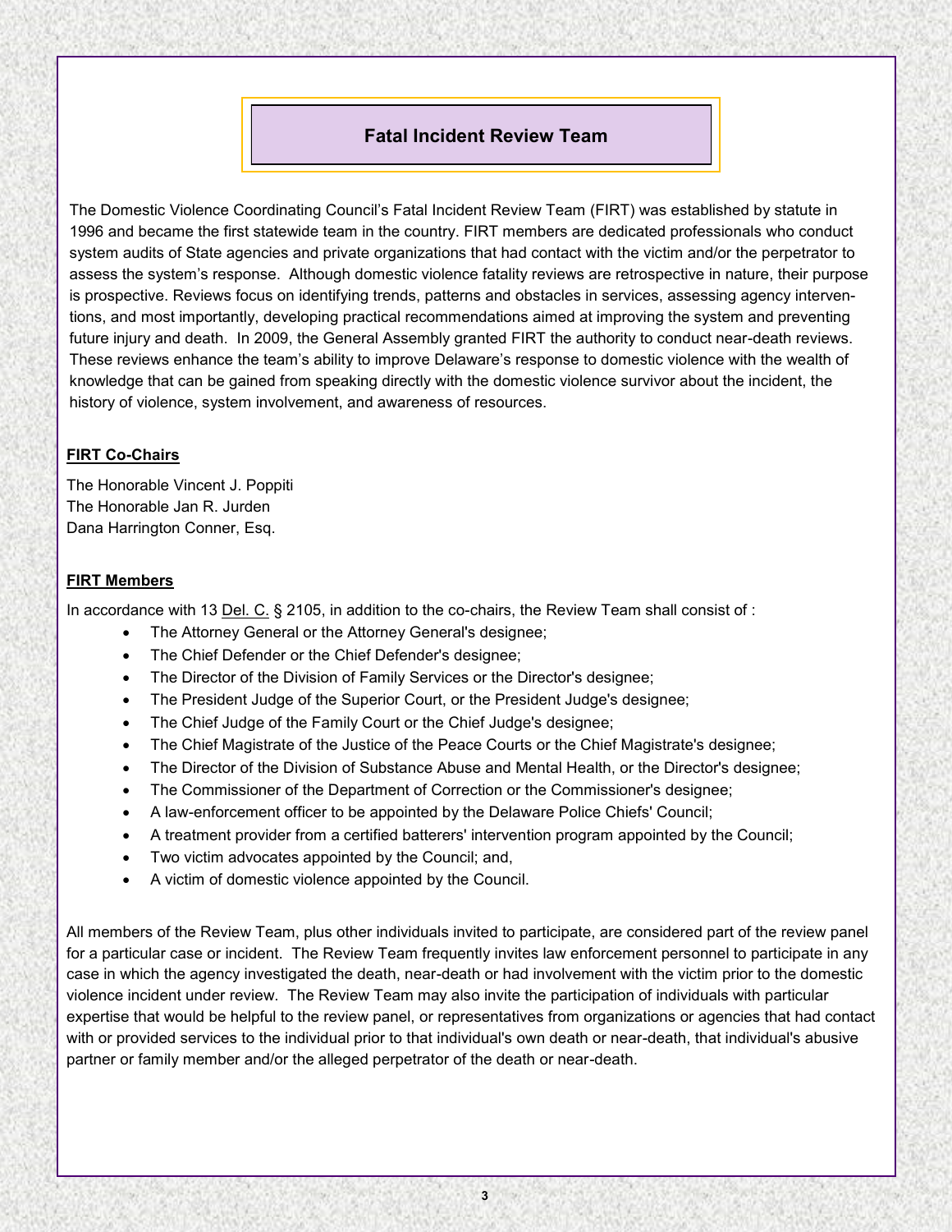# Fatal Incident Review Team

The Domestic Violence Coordinating Council's Fatal Incident Review Team (FIRT) was established by statute in 1996 and became the first statewide team in the country. FIRT members are dedicated professionals who conduct system audits of State agencies and private organizations that had contact with the victim and/or the perpetrator to assess the system's response. Although domestic violence fatality reviews are retrospective in nature, their purpose is prospective. Reviews focus on identifying trends, patterns and obstacles in services, assessing agency interventions, and most importantly, developing practical recommendations aimed at improving the system and preventing future injury and death. In 2009, the General Assembly granted FIRT the authority to conduct near-death reviews. These reviews enhance the team's ability to improve Delaware's response to domestic violence with the wealth of knowledge that can be gained from speaking directly with the domestic violence survivor about the incident, the history of violence, system involvement, and awareness of resources.

**FIRT Co-Chairs**

The Honorable Vincent J. Poppiti
The Honorable Jan R. Jurden
Dana Harrington Conner, Esq.

**FIRT Members**

In accordance with 13 Del. C. § 2105, in addition to the co-chairs, the Review Team shall consist of :

- The Attorney General or the Attorney General's designee;
- The Chief Defender or the Chief Defender's designee;
- The Director of the Division of Family Services or the Director's designee;
- The President Judge of the Superior Court, or the President Judge's designee;
- The Chief Judge of the Family Court or the Chief Judge's designee;
- The Chief Magistrate of the Justice of the Peace Courts or the Chief Magistrate's designee;
- The Director of the Division of Substance Abuse and Mental Health, or the Director's designee;
- The Commissioner of the Department of Correction or the Commissioner's designee;
- A law-enforcement officer to be appointed by the Delaware Police Chiefs' Council;
- A treatment provider from a certified batterers' intervention program appointed by the Council;
- Two victim advocates appointed by the Council; and,
- A victim of domestic violence appointed by the Council.

All members of the Review Team, plus other individuals invited to participate, are considered part of the review panel for a particular case or incident. The Review Team frequently invites law enforcement personnel to participate in any case in which the agency investigated the death, near-death or had involvement with the victim prior to the domestic violence incident under review. The Review Team may also invite the participation of individuals with particular expertise that would be helpful to the review panel, or representatives from organizations or agencies that had contact with or provided services to the individual prior to that individual's own death or near-death, that individual's abusive partner or family member and/or the alleged perpetrator of the death or near-death.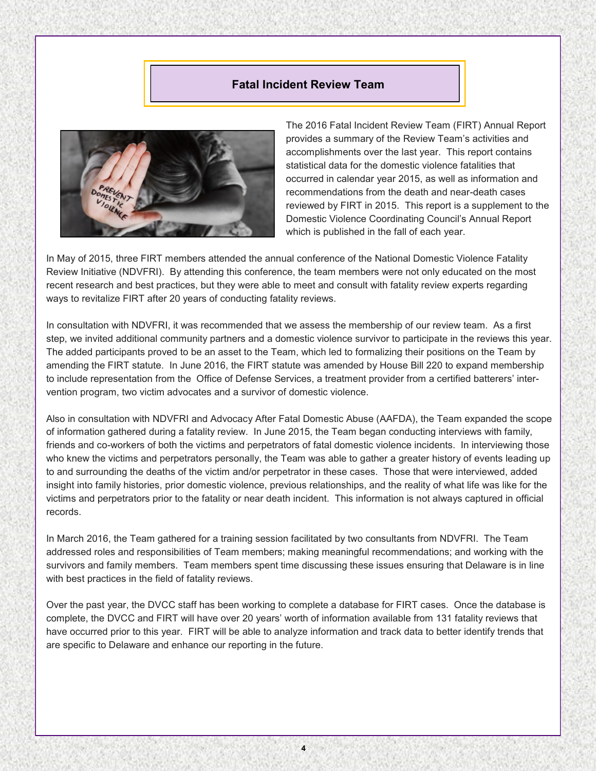# Fatal Incident Review Team

The 2016 Fatal Incident Review Team (FIRT) Annual Report provides a summary of the Review Team's activities and accomplishments over the last year. This report contains statistical data for the domestic violence fatalities that occurred in calendar year 2015, as well as information and recommendations from the death and near-death cases reviewed by FIRT in 2015. This report is a supplement to the Domestic Violence Coordinating Council's Annual Report which is published in the fall of each year.

In May of 2015, three FIRT members attended the annual conference of the National Domestic Violence Fatality Review Initiative (NDVFRI). By attending this conference, the team members were not only educated on the most recent research and best practices, but they were able to meet and consult with fatality review experts regarding ways to revitalize FIRT after 20 years of conducting fatality reviews.

In consultation with NDVFRI, it was recommended that we assess the membership of our review team. As a first step, we invited additional community partners and a domestic violence survivor to participate in the reviews this year. The added participants proved to be an asset to the Team, which led to formalizing their positions on the Team by amending the FIRT statute. In June 2016, the FIRT statute was amended by House Bill 220 to expand membership to include representation from the Office of Defense Services, a treatment provider from a certified batterers' intervention program, two victim advocates and a survivor of domestic violence.

Also in consultation with NDVFRI and Advocacy After Fatal Domestic Abuse (AAFDA), the Team expanded the scope of information gathered during a fatality review. In June 2015, the Team began conducting interviews with family, friends and co-workers of both the victims and perpetrators of fatal domestic violence incidents. In interviewing those who knew the victims and perpetrators personally, the Team was able to gather a greater history of events leading up to and surrounding the deaths of the victim and/or perpetrator in these cases. Those that were interviewed, added insight into family histories, prior domestic violence, previous relationships, and the reality of what life was like for the victims and perpetrators prior to the fatality or near death incident. This information is not always captured in official records.

In March 2016, the Team gathered for a training session facilitated by two consultants from NDVFRI. The Team addressed roles and responsibilities of Team members; making meaningful recommendations; and working with the survivors and family members. Team members spent time discussing these issues ensuring that Delaware is in line with best practices in the field of fatality reviews.

Over the past year, the DVCC staff has been working to complete a database for FIRT cases. Once the database is complete, the DVCC and FIRT will have over 20 years' worth of information available from 131 fatality reviews that have occurred prior to this year. FIRT will be able to analyze information and track data to better identify trends that are specific to Delaware and enhance our reporting in the future.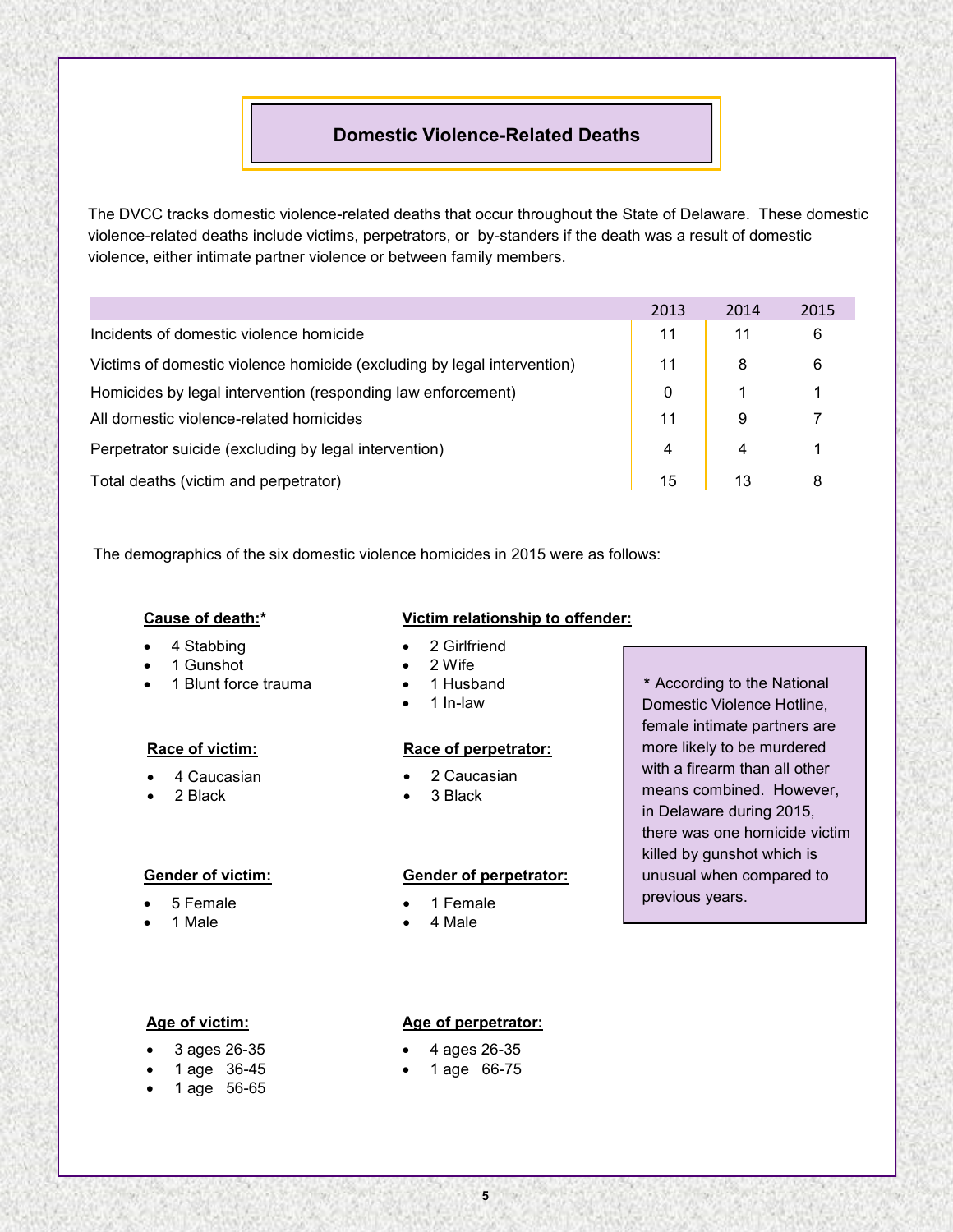# Domestic Violence-Related Deaths

The DVCC tracks domestic violence-related deaths that occur throughout the State of Delaware. These domestic violence-related deaths include victims, perpetrators, or by-standers if the death was a result of domestic violence, either intimate partner violence or between family members.

| | 2013 | 2014 | 2015 |
|---|---|---|---|
| Incidents of domestic violence homicide | 11 | 11 | 6 |
| Victims of domestic violence homicide (excluding by legal intervention) | 11 | 8 | 6 |
| Homicides by legal intervention (responding law enforcement) | 0 | 1 | 1 |
| All domestic violence-related homicides | 11 | 9 | 7 |
| Perpetrator suicide (excluding by legal intervention) | 4 | 4 | 1 |
| Total deaths (victim and perpetrator) | 15 | 13 | 8 |

The demographics of the six domestic violence homicides in 2015 were as follows:

**Cause of death:***

- 4 Stabbing
- 1 Gunshot
- 1 Blunt force trauma

**Victim relationship to offender:**

- 2 Girlfriend
- 2 Wife
- 1 Husband
- 1 In-law

**Race of victim:**

- 4 Caucasian
- 2 Black

**Race of perpetrator:**

- 2 Caucasian
- 3 Black

**Gender of victim:**

- 5 Female
- 1 Male

**Gender of perpetrator:**

- 1 Female
- 4 Male

**Age of victim:**

- 3 ages 26-35
- 1 age 36-45
- 1 age 56-65

**Age of perpetrator:**

- 4 ages 26-35
- 1 age 66-75

* According to the National Domestic Violence Hotline, female intimate partners are more likely to be murdered with a firearm than all other means combined. However, in Delaware during 2015, there was one homicide victim killed by gunshot which is unusual when compared to previous years.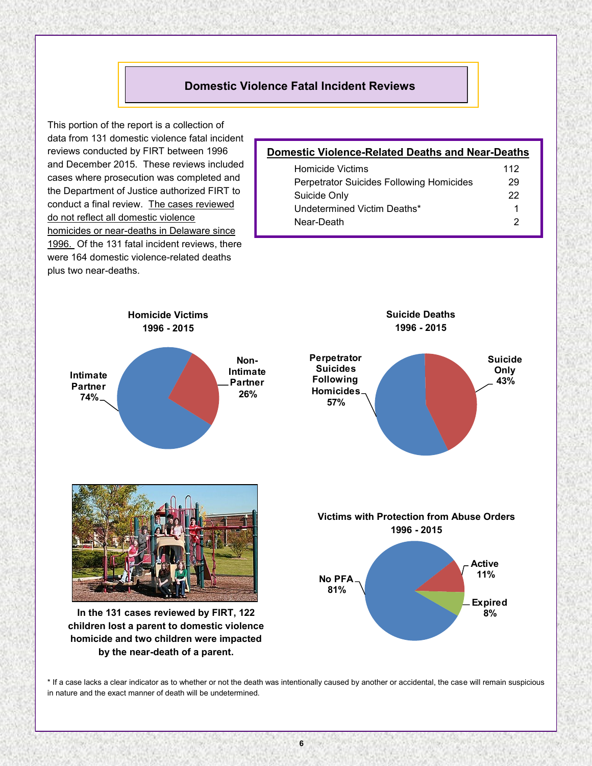# Domestic Violence Fatal Incident Reviews

This portion of the report is a collection of data from 131 domestic violence fatal incident reviews conducted by FIRT between 1996 and December 2015. These reviews included cases where prosecution was completed and the Department of Justice authorized FIRT to conduct a final review. The cases reviewed do not reflect all domestic violence homicides or near-deaths in Delaware since 1996. Of the 131 fatal incident reviews, there were 164 domestic violence-related deaths plus two near-deaths.

## Domestic Violence-Related Deaths and Near-Deaths

| Category | Count |
|---|---|
| Homicide Victims | 112 |
| Perpetrator Suicides Following Homicides | 29 |
| Suicide Only | 22 |
| Undetermined Victim Deaths* | 1 |
| Near-Death | 2 |

**Homicide Victims 1996 - 2015**

- Intimate Partner 74%
- Non-Intimate Partner 26%

**Suicide Deaths 1996 - 2015**

- Perpetrator Suicides Following Homicides 57%
- Suicide Only 43%

**In the 131 cases reviewed by FIRT, 122 children lost a parent to domestic violence homicide and two children were impacted by the near-death of a parent.**

**Victims with Protection from Abuse Orders 1996 - 2015**

- No PFA 81%
- Active 11%
- Expired 8%

\* If a case lacks a clear indicator as to whether or not the death was intentionally caused by another or accidental, the case will remain suspicious in nature and the exact manner of death will be undetermined.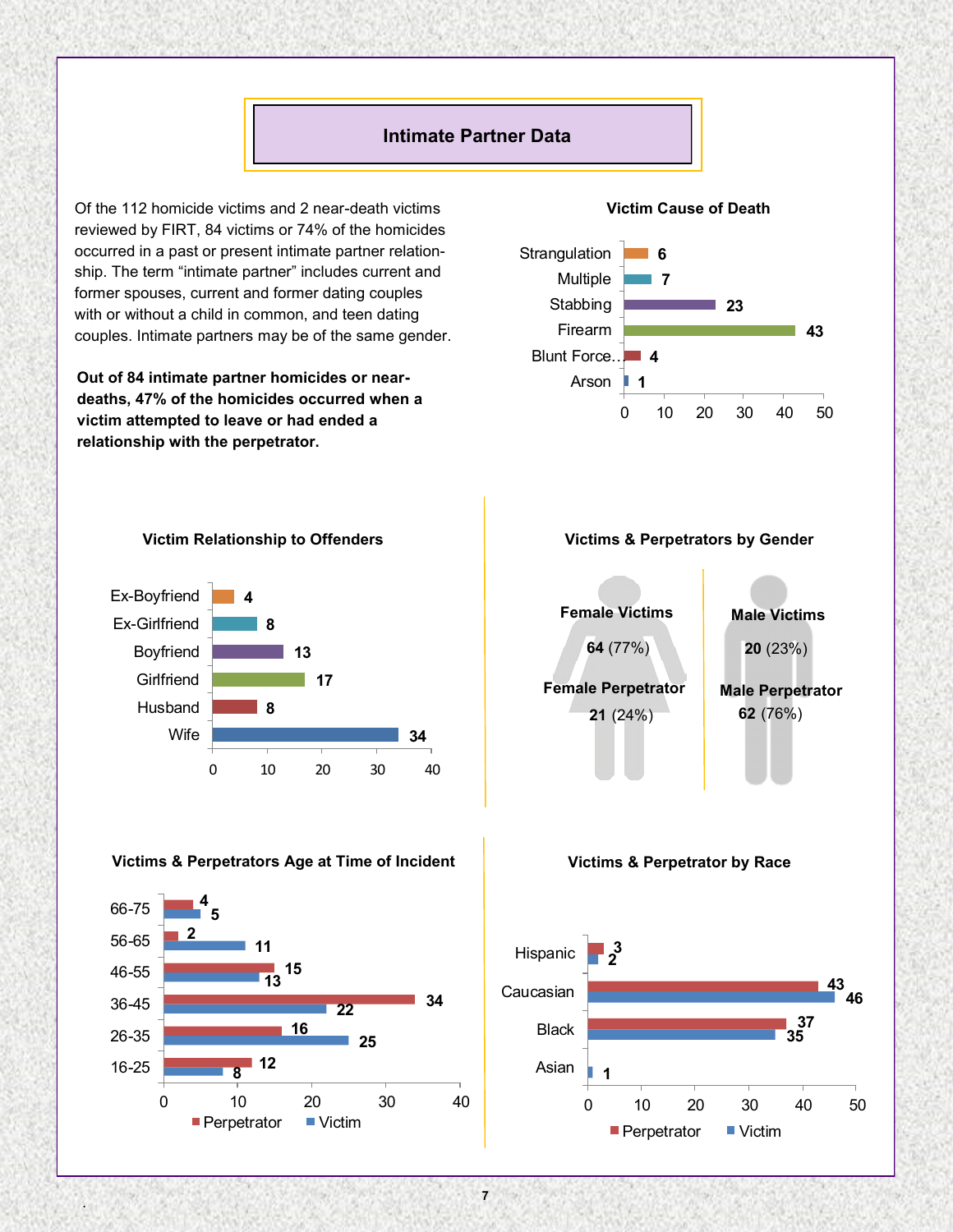# Intimate Partner Data

Of the 112 homicide victims and 2 near-death victims reviewed by FIRT, 84 victims or 74% of the homicides occurred in a past or present intimate partner relationship. The term "intimate partner" includes current and former spouses, current and former dating couples with or without a child in common, and teen dating couples. Intimate partners may be of the same gender.

**Out of 84 intimate partner homicides or near-deaths, 47% of the homicides occurred when a victim attempted to leave or had ended a relationship with the perpetrator.**

### Victim Cause of Death

| Cause | Count |
|---|---|
| Strangulation | 6 |
| Multiple | 7 |
| Stabbing | 23 |
| Firearm | 43 |
| Blunt Force.. | 4 |
| Arson | 1 |

### Victim Relationship to Offenders

| Relationship | Count |
|---|---|
| Ex-Boyfriend | 4 |
| Ex-Girlfriend | 8 |
| Boyfriend | 13 |
| Girlfriend | 17 |
| Husband | 8 |
| Wife | 34 |

### Victims & Perpetrators by Gender

**Female Victims**
**64** (77%)

**Female Perpetrator**
**21** (24%)

**Male Victims**
**20** (23%)

**Male Perpetrator**
**62** (76%)

### Victims & Perpetrators Age at Time of Incident

| Age | Perpetrator | Victim |
|---|---|---|
| 66-75 | 4 | 5 |
| 56-65 | 2 | 11 |
| 46-55 | 15 | 13 |
| 36-45 | 34 | 22 |
| 26-35 | 16 | 25 |
| 16-25 | 12 | 8 |

### Victims & Perpetrator by Race

| Race | Perpetrator | Victim |
|---|---|---|
| Hispanic | 3 | 2 |
| Caucasian | 43 | 46 |
| Black | 37 | 35 |
| Asian | | 1 |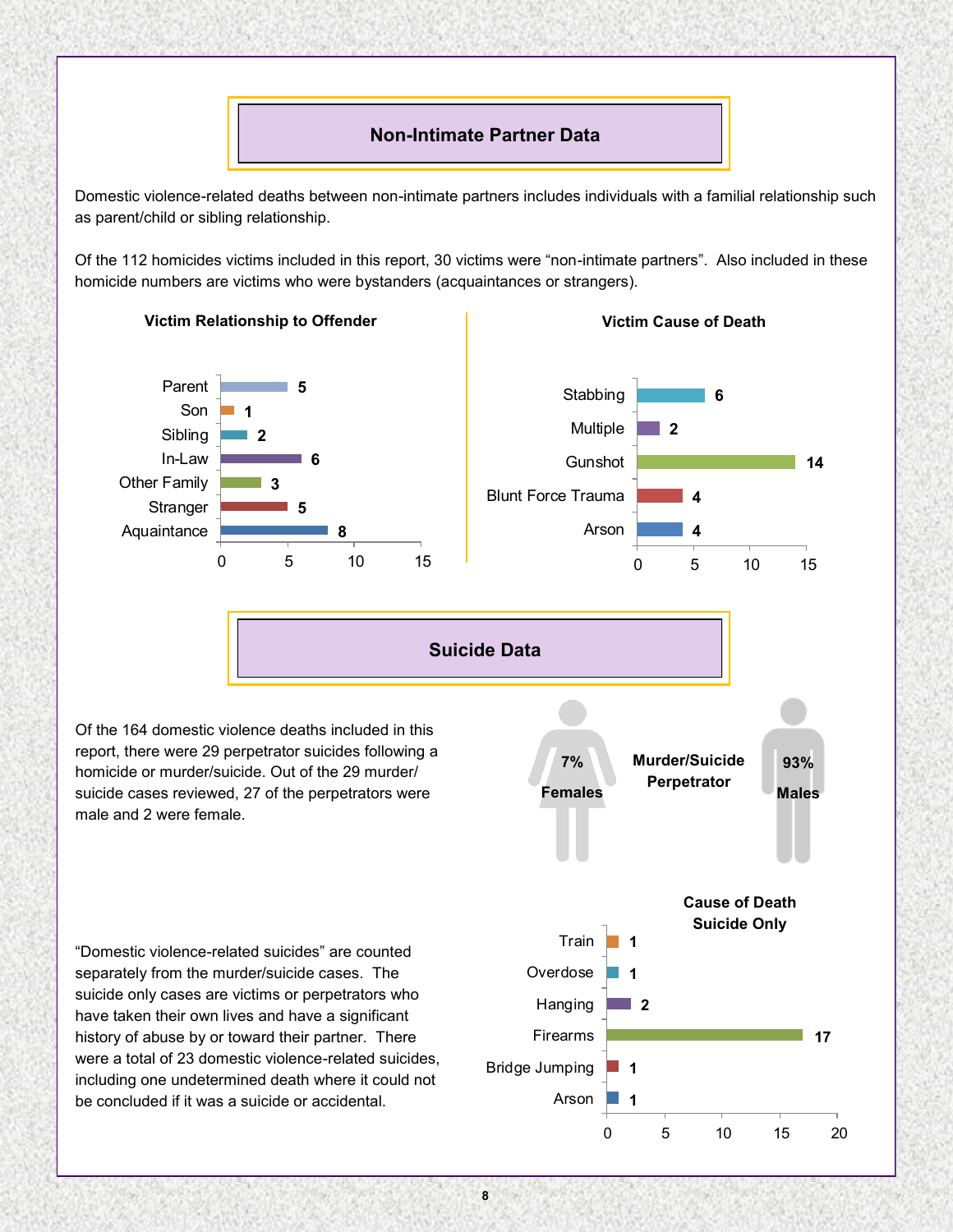## Non-Intimate Partner Data

Domestic violence-related deaths between non-intimate partners includes individuals with a familial relationship such as parent/child or sibling relationship.

Of the 112 homicides victims included in this report, 30 victims were "non-intimate partners". Also included in these homicide numbers are victims who were bystanders (acquaintances or strangers).

**Victim Relationship to Offender**

| Relationship | Count |
|---|---|
| Parent | 5 |
| Son | 1 |
| Sibling | 2 |
| In-Law | 6 |
| Other Family | 3 |
| Stranger | 5 |
| Aquaintance | 8 |

**Victim Cause of Death**

| Cause | Count |
|---|---|
| Stabbing | 6 |
| Multiple | 2 |
| Gunshot | 14 |
| Blunt Force Trauma | 4 |
| Arson | 4 |

## Suicide Data

Of the 164 domestic violence deaths included in this report, there were 29 perpetrator suicides following a homicide or murder/suicide. Out of the 29 murder/suicide cases reviewed, 27 of the perpetrators were male and 2 were female.

**Murder/Suicide Perpetrator**

7% Females

93% Males

"Domestic violence-related suicides" are counted separately from the murder/suicide cases. The suicide only cases are victims or perpetrators who have taken their own lives and have a significant history of abuse by or toward their partner. There were a total of 23 domestic violence-related suicides, including one undetermined death where it could not be concluded if it was a suicide or accidental.

**Cause of Death Suicide Only**

| Cause | Count |
|---|---|
| Train | 1 |
| Overdose | 1 |
| Hanging | 2 |
| Firearms | 17 |
| Bridge Jumping | 1 |
| Arson | 1 |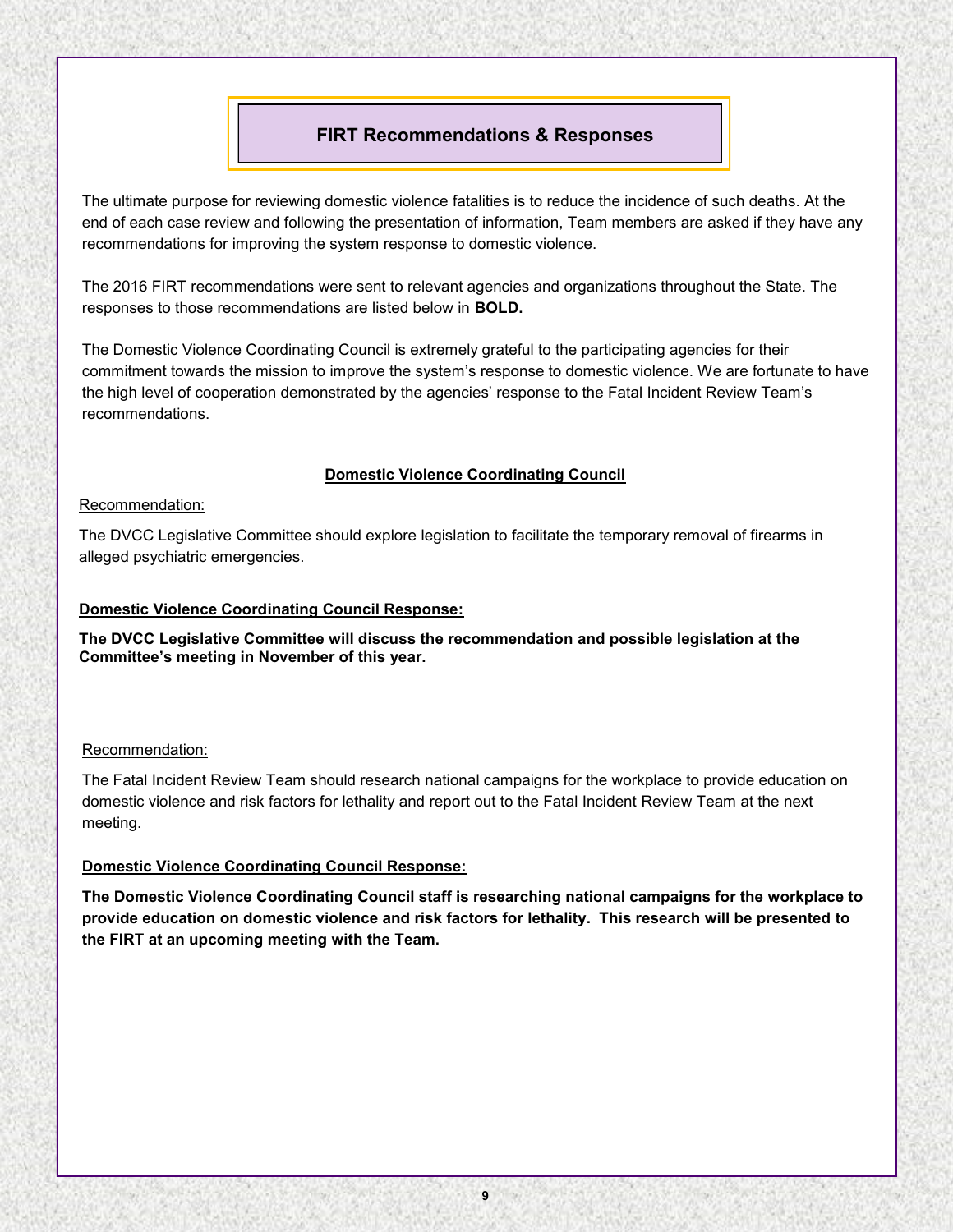# FIRT Recommendations & Responses

The ultimate purpose for reviewing domestic violence fatalities is to reduce the incidence of such deaths. At the end of each case review and following the presentation of information, Team members are asked if they have any recommendations for improving the system response to domestic violence.

The 2016 FIRT recommendations were sent to relevant agencies and organizations throughout the State. The responses to those recommendations are listed below in **BOLD.**

The Domestic Violence Coordinating Council is extremely grateful to the participating agencies for their commitment towards the mission to improve the system's response to domestic violence. We are fortunate to have the high level of cooperation demonstrated by the agencies' response to the Fatal Incident Review Team's recommendations.

## Domestic Violence Coordinating Council

Recommendation:

The DVCC Legislative Committee should explore legislation to facilitate the temporary removal of firearms in alleged psychiatric emergencies.

**Domestic Violence Coordinating Council Response:**

**The DVCC Legislative Committee will discuss the recommendation and possible legislation at the Committee's meeting in November of this year.**

Recommendation:

The Fatal Incident Review Team should research national campaigns for the workplace to provide education on domestic violence and risk factors for lethality and report out to the Fatal Incident Review Team at the next meeting.

**Domestic Violence Coordinating Council Response:**

**The Domestic Violence Coordinating Council staff is researching national campaigns for the workplace to provide education on domestic violence and risk factors for lethality. This research will be presented to the FIRT at an upcoming meeting with the Team.**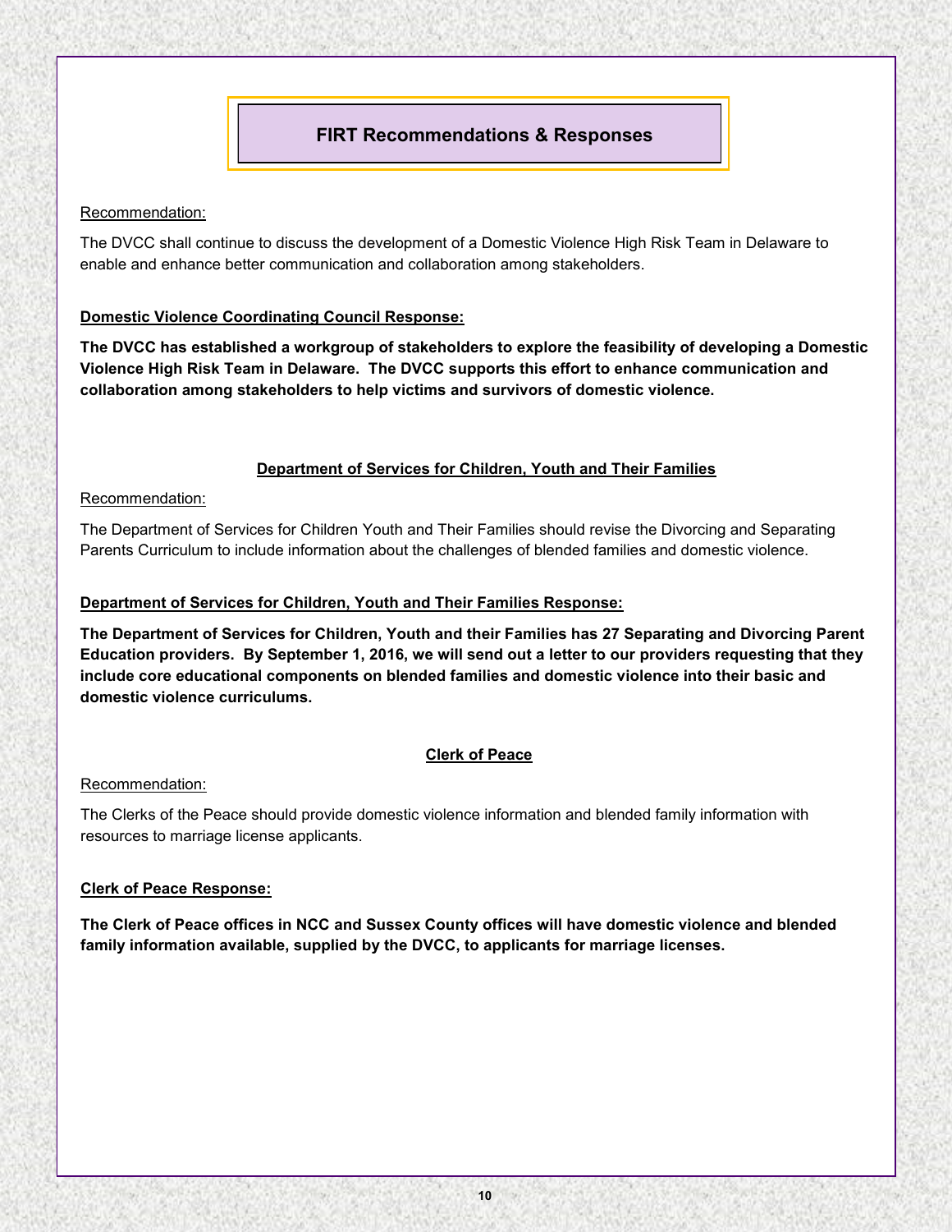## FIRT Recommendations & Responses

Recommendation:

The DVCC shall continue to discuss the development of a Domestic Violence High Risk Team in Delaware to enable and enhance better communication and collaboration among stakeholders.

**Domestic Violence Coordinating Council Response:**

**The DVCC has established a workgroup of stakeholders to explore the feasibility of developing a Domestic Violence High Risk Team in Delaware. The DVCC supports this effort to enhance communication and collaboration among stakeholders to help victims and survivors of domestic violence.**

### Department of Services for Children, Youth and Their Families

Recommendation:

The Department of Services for Children Youth and Their Families should revise the Divorcing and Separating Parents Curriculum to include information about the challenges of blended families and domestic violence.

**Department of Services for Children, Youth and Their Families Response:**

**The Department of Services for Children, Youth and their Families has 27 Separating and Divorcing Parent Education providers. By September 1, 2016, we will send out a letter to our providers requesting that they include core educational components on blended families and domestic violence into their basic and domestic violence curriculums.**

### Clerk of Peace

Recommendation:

The Clerks of the Peace should provide domestic violence information and blended family information with resources to marriage license applicants.

**Clerk of Peace Response:**

**The Clerk of Peace offices in NCC and Sussex County offices will have domestic violence and blended family information available, supplied by the DVCC, to applicants for marriage licenses.**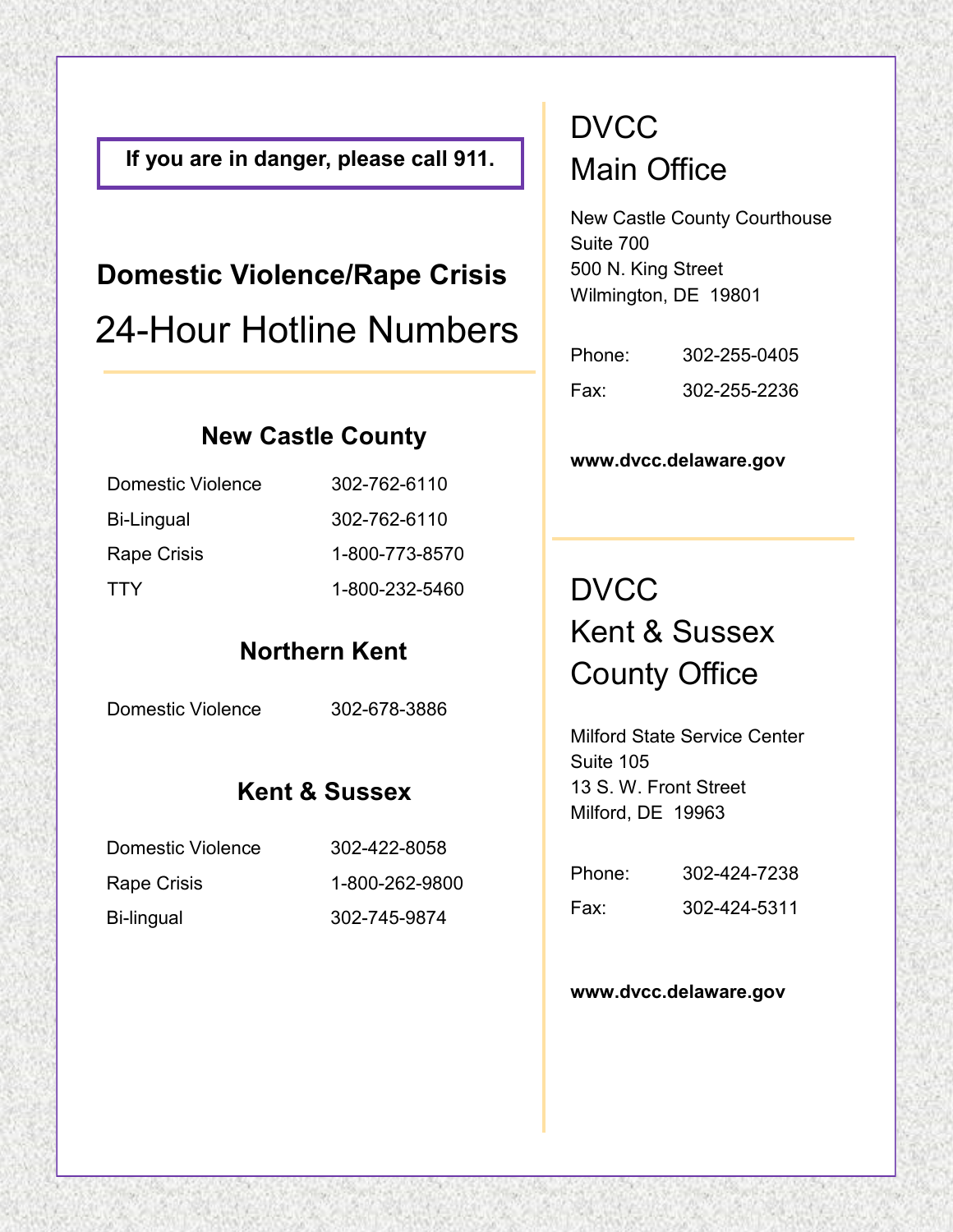**If you are in danger, please call 911.**

## Domestic Violence/Rape Crisis

# 24-Hour Hotline Numbers

### New Castle County

| | |
|---|---|
| Domestic Violence | 302-762-6110 |
| Bi-Lingual | 302-762-6110 |
| Rape Crisis | 1-800-773-8570 |
| TTY | 1-800-232-5460 |

### Northern Kent

| | |
|---|---|
| Domestic Violence | 302-678-3886 |

### Kent & Sussex

| | |
|---|---|
| Domestic Violence | 302-422-8058 |
| Rape Crisis | 1-800-262-9800 |
| Bi-lingual | 302-745-9874 |

## DVCC Main Office

New Castle County Courthouse
Suite 700
500 N. King Street
Wilmington, DE 19801

| | |
|---|---|
| Phone: | 302-255-0405 |
| Fax: | 302-255-2236 |

**www.dvcc.delaware.gov**

## DVCC Kent & Sussex County Office

Milford State Service Center
Suite 105
13 S. W. Front Street
Milford, DE 19963

| | |
|---|---|
| Phone: | 302-424-7238 |
| Fax: | 302-424-5311 |

**www.dvcc.delaware.gov**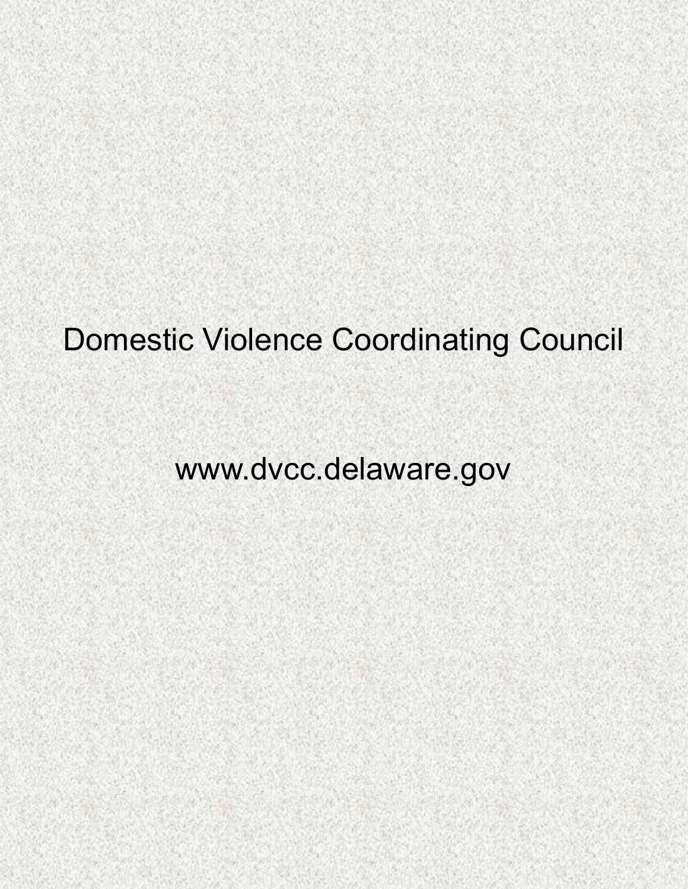Domestic Violence Coordinating Council

www.dvcc.delaware.gov